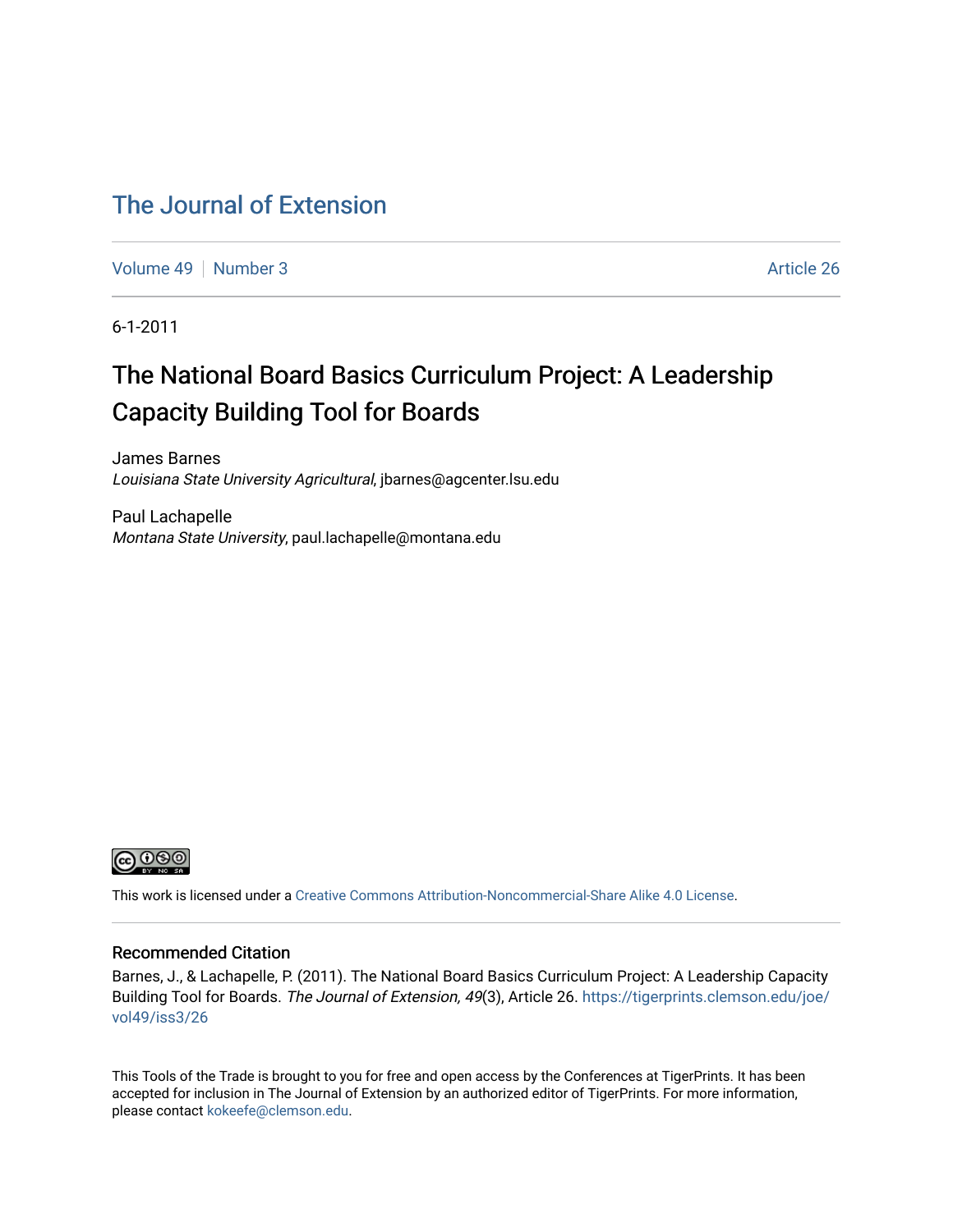# The Journal of Extension

Volume 49 | Number 3 | Article 26

6-1-2011

## The National Board Basics Curriculum Project: A Leadership Capacity Building Tool for Boards

James Barnes
*Louisiana State University Agricultural*, jbarnes@agcenter.lsu.edu

Paul Lachapelle
*Montana State University*, paul.lachapelle@montana.edu

This work is licensed under a Creative Commons Attribution-Noncommercial-Share Alike 4.0 License.

### Recommended Citation

Barnes, J., & Lachapelle, P. (2011). The National Board Basics Curriculum Project: A Leadership Capacity Building Tool for Boards. *The Journal of Extension, 49*(3), Article 26. https://tigerprints.clemson.edu/joe/vol49/iss3/26

This Tools of the Trade is brought to you for free and open access by the Conferences at TigerPrints. It has been accepted for inclusion in The Journal of Extension by an authorized editor of TigerPrints. For more information, please contact kokeefe@clemson.edu.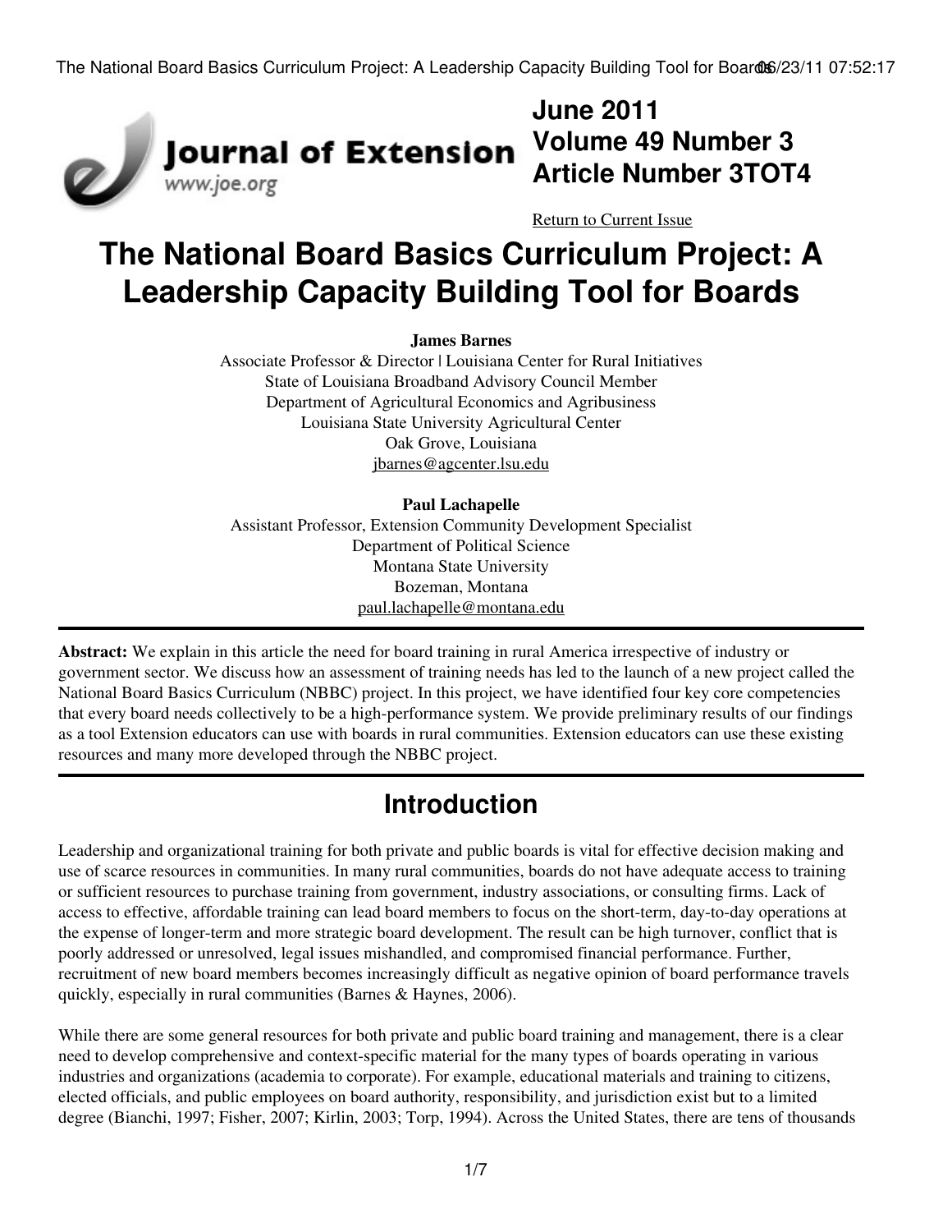# June 2011
# Volume 49 Number 3
# Article Number 3TOT4

Return to Current Issue

# The National Board Basics Curriculum Project: A Leadership Capacity Building Tool for Boards

**James Barnes**
Associate Professor & Director | Louisiana Center for Rural Initiatives
State of Louisiana Broadband Advisory Council Member
Department of Agricultural Economics and Agribusiness
Louisiana State University Agricultural Center
Oak Grove, Louisiana
jbarnes@agcenter.lsu.edu

**Paul Lachapelle**
Assistant Professor, Extension Community Development Specialist
Department of Political Science
Montana State University
Bozeman, Montana
paul.lachapelle@montana.edu

**Abstract:** We explain in this article the need for board training in rural America irrespective of industry or government sector. We discuss how an assessment of training needs has led to the launch of a new project called the National Board Basics Curriculum (NBBC) project. In this project, we have identified four key core competencies that every board needs collectively to be a high-performance system. We provide preliminary results of our findings as a tool Extension educators can use with boards in rural communities. Extension educators can use these existing resources and many more developed through the NBBC project.

## Introduction

Leadership and organizational training for both private and public boards is vital for effective decision making and use of scarce resources in communities. In many rural communities, boards do not have adequate access to training or sufficient resources to purchase training from government, industry associations, or consulting firms. Lack of access to effective, affordable training can lead board members to focus on the short-term, day-to-day operations at the expense of longer-term and more strategic board development. The result can be high turnover, conflict that is poorly addressed or unresolved, legal issues mishandled, and compromised financial performance. Further, recruitment of new board members becomes increasingly difficult as negative opinion of board performance travels quickly, especially in rural communities (Barnes & Haynes, 2006).

While there are some general resources for both private and public board training and management, there is a clear need to develop comprehensive and context-specific material for the many types of boards operating in various industries and organizations (academia to corporate). For example, educational materials and training to citizens, elected officials, and public employees on board authority, responsibility, and jurisdiction exist but to a limited degree (Bianchi, 1997; Fisher, 2007; Kirlin, 2003; Torp, 1994). Across the United States, there are tens of thousands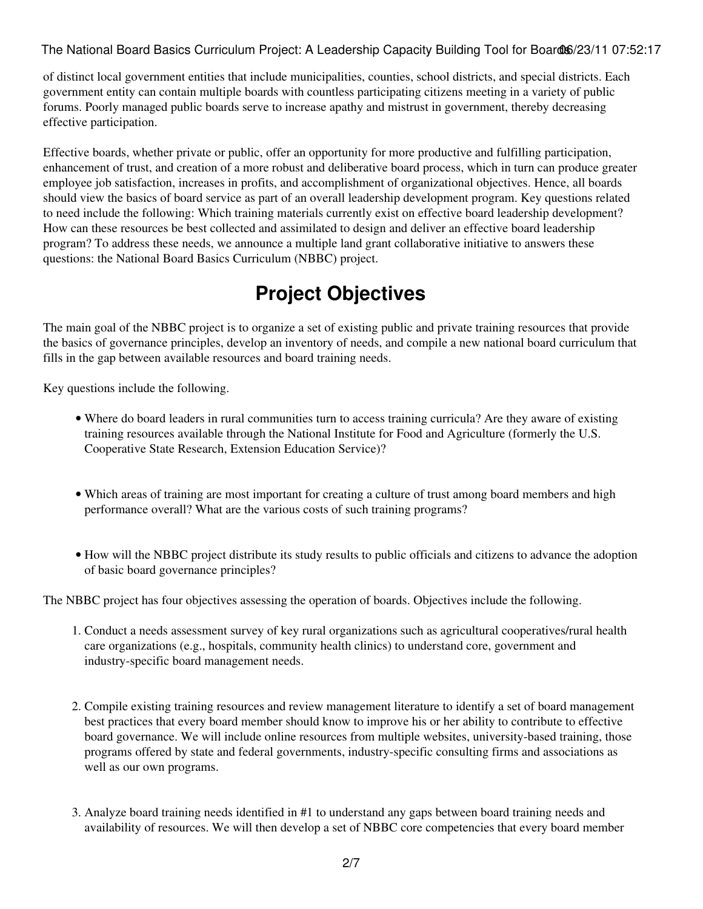of distinct local government entities that include municipalities, counties, school districts, and special districts. Each government entity can contain multiple boards with countless participating citizens meeting in a variety of public forums. Poorly managed public boards serve to increase apathy and mistrust in government, thereby decreasing effective participation.

Effective boards, whether private or public, offer an opportunity for more productive and fulfilling participation, enhancement of trust, and creation of a more robust and deliberative board process, which in turn can produce greater employee job satisfaction, increases in profits, and accomplishment of organizational objectives. Hence, all boards should view the basics of board service as part of an overall leadership development program. Key questions related to need include the following: Which training materials currently exist on effective board leadership development? How can these resources be best collected and assimilated to design and deliver an effective board leadership program? To address these needs, we announce a multiple land grant collaborative initiative to answers these questions: the National Board Basics Curriculum (NBBC) project.

## Project Objectives

The main goal of the NBBC project is to organize a set of existing public and private training resources that provide the basics of governance principles, develop an inventory of needs, and compile a new national board curriculum that fills in the gap between available resources and board training needs.

Key questions include the following.

- Where do board leaders in rural communities turn to access training curricula? Are they aware of existing training resources available through the National Institute for Food and Agriculture (formerly the U.S. Cooperative State Research, Extension Education Service)?
- Which areas of training are most important for creating a culture of trust among board members and high performance overall? What are the various costs of such training programs?
- How will the NBBC project distribute its study results to public officials and citizens to advance the adoption of basic board governance principles?

The NBBC project has four objectives assessing the operation of boards. Objectives include the following.

1. Conduct a needs assessment survey of key rural organizations such as agricultural cooperatives/rural health care organizations (e.g., hospitals, community health clinics) to understand core, government and industry-specific board management needs.
2. Compile existing training resources and review management literature to identify a set of board management best practices that every board member should know to improve his or her ability to contribute to effective board governance. We will include online resources from multiple websites, university-based training, those programs offered by state and federal governments, industry-specific consulting firms and associations as well as our own programs.
3. Analyze board training needs identified in #1 to understand any gaps between board training needs and availability of resources. We will then develop a set of NBBC core competencies that every board member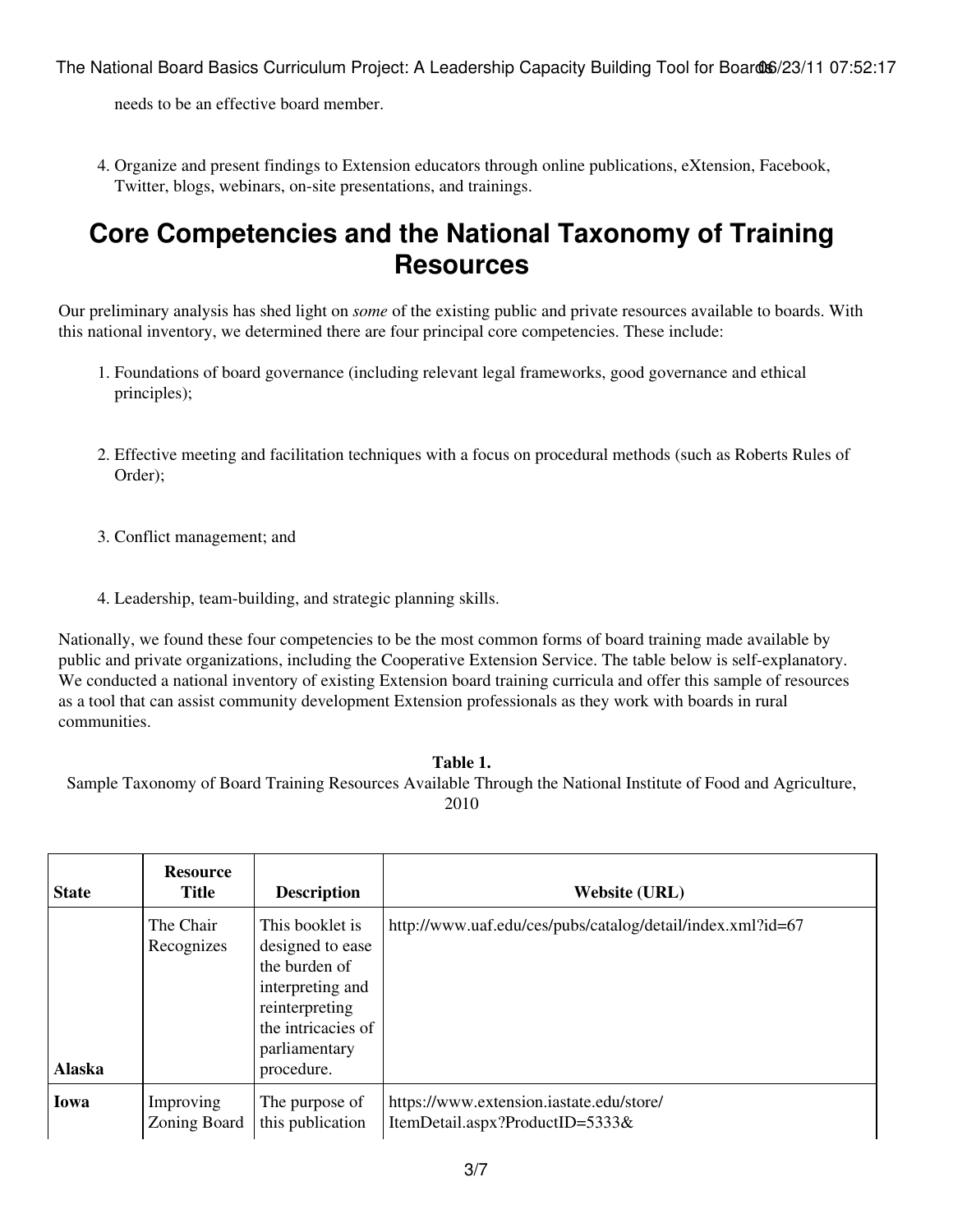needs to be an effective board member.

4. Organize and present findings to Extension educators through online publications, eXtension, Facebook, Twitter, blogs, webinars, on-site presentations, and trainings.

## Core Competencies and the National Taxonomy of Training Resources

Our preliminary analysis has shed light on *some* of the existing public and private resources available to boards. With this national inventory, we determined there are four principal core competencies. These include:

1. Foundations of board governance (including relevant legal frameworks, good governance and ethical principles);

2. Effective meeting and facilitation techniques with a focus on procedural methods (such as Roberts Rules of Order);

3. Conflict management; and

4. Leadership, team-building, and strategic planning skills.

Nationally, we found these four competencies to be the most common forms of board training made available by public and private organizations, including the Cooperative Extension Service. The table below is self-explanatory. We conducted a national inventory of existing Extension board training curricula and offer this sample of resources as a tool that can assist community development Extension professionals as they work with boards in rural communities.

**Table 1.**
Sample Taxonomy of Board Training Resources Available Through the National Institute of Food and Agriculture, 2010

| State | Resource Title | Description | Website (URL) |
|---|---|---|---|
| **Alaska** | The Chair Recognizes | This booklet is designed to ease the burden of interpreting and reinterpreting the intricacies of parliamentary procedure. | http://www.uaf.edu/ces/pubs/catalog/detail/index.xml?id=67 |
| **Iowa** | Improving Zoning Board | The purpose of this publication | https://www.extension.iastate.edu/store/ItemDetail.aspx?ProductID=5333& |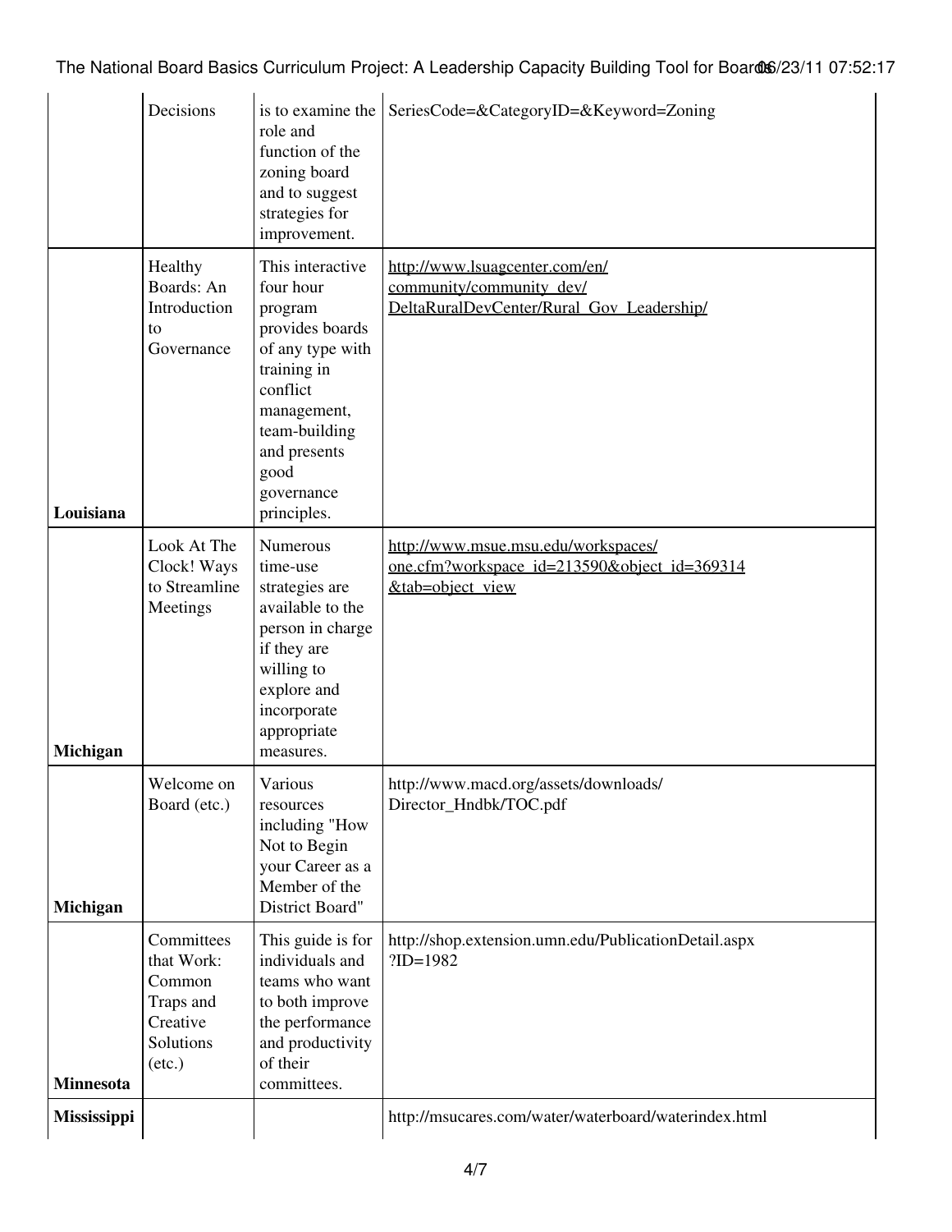| | | | |
|---|---|---|---|
| | Decisions | is to examine the role and function of the zoning board and to suggest strategies for improvement. | SeriesCode=&CategoryID=&Keyword=Zoning |
| **Louisiana** | Healthy Boards: An Introduction to Governance | This interactive four hour program provides boards of any type with training in conflict management, team-building and presents good governance principles. | http://www.lsuagcenter.com/en/community/community_dev/DeltaRuralDevCenter/Rural_Gov_Leadership/ |
| **Michigan** | Look At The Clock! Ways to Streamline Meetings | Numerous time-use strategies are available to the person in charge if they are willing to explore and incorporate appropriate measures. | http://www.msue.msu.edu/workspaces/one.cfm?workspace_id=213590&object_id=369314&tab=object_view |
| **Michigan** | Welcome on Board (etc.) | Various resources including "How Not to Begin your Career as a Member of the District Board" | http://www.macd.org/assets/downloads/Director_Hndbk/TOC.pdf |
| **Minnesota** | Committees that Work: Common Traps and Creative Solutions (etc.) | This guide is for individuals and teams who want to both improve the performance and productivity of their committees. | http://shop.extension.umn.edu/PublicationDetail.aspx?ID=1982 |
| **Mississippi** | | | http://msucares.com/water/waterboard/waterindex.html |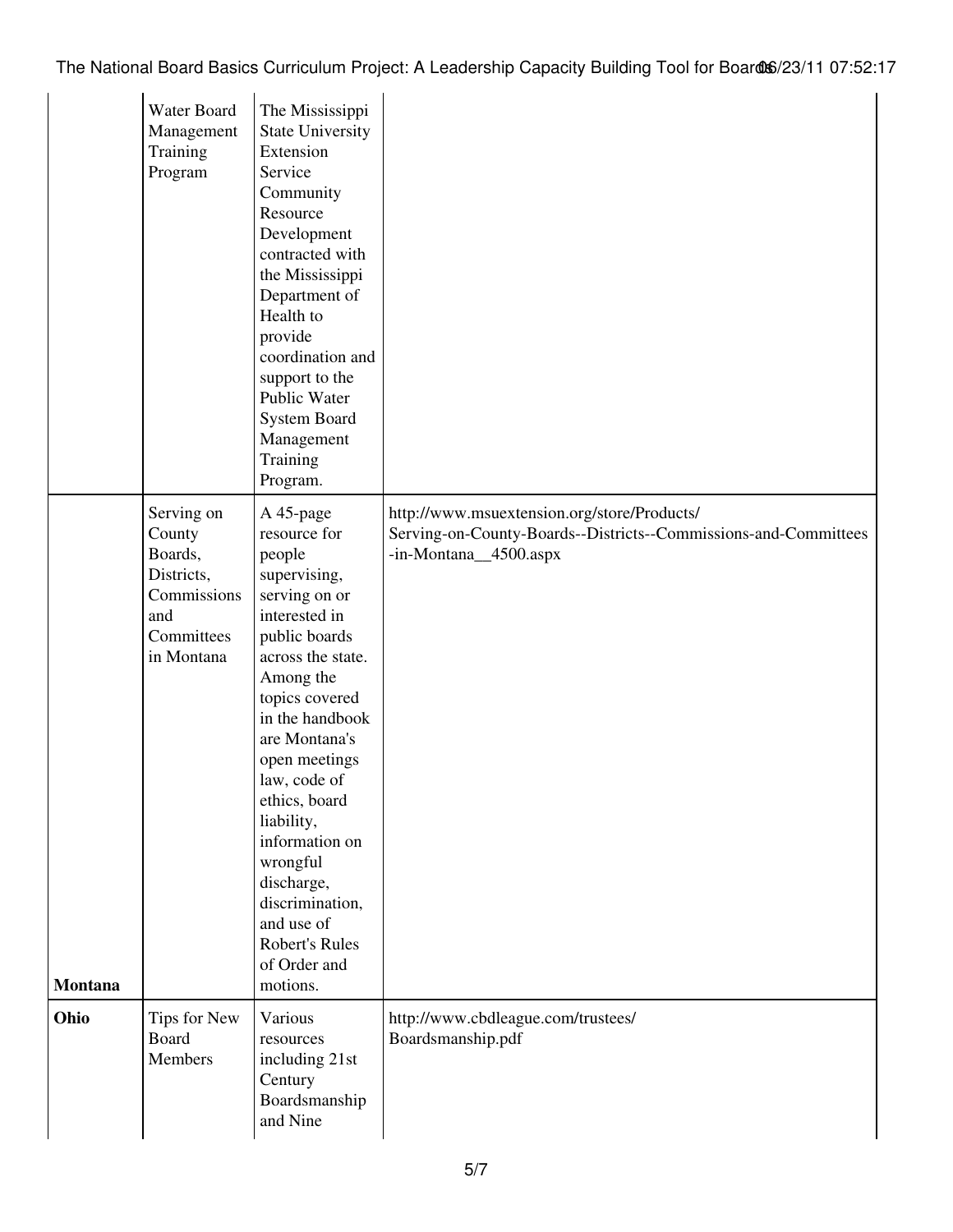|  | Water Board Management Training Program | The Mississippi State University Extension Service Community Resource Development contracted with the Mississippi Department of Health to provide coordination and support to the Public Water System Board Management Training Program. |  |
|---|---|---|---|
| **Montana** | Serving on County Boards, Districts, Commissions and Committees in Montana | A 45-page resource for people supervising, serving on or interested in public boards across the state. Among the topics covered in the handbook are Montana's open meetings law, code of ethics, board liability, information on wrongful discharge, discrimination, and use of Robert's Rules of Order and motions. | http://www.msuextension.org/store/Products/Serving-on-County-Boards--Districts--Commissions-and-Committees-in-Montana__4500.aspx |
| **Ohio** | Tips for New Board Members | Various resources including 21st Century Boardsmanship and Nine | http://www.cbdleague.com/trustees/Boardsmanship.pdf |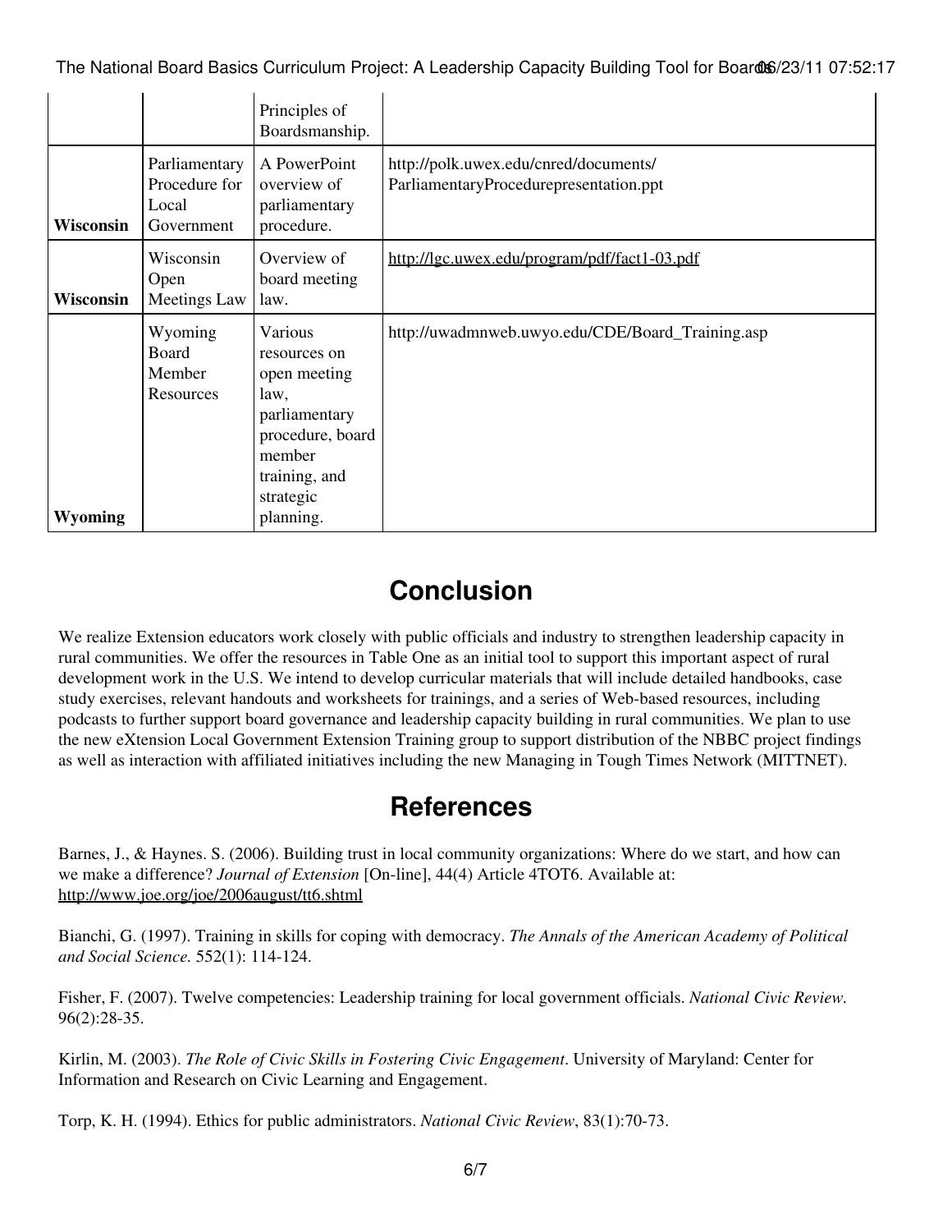| | | | |
|---|---|---|---|
| | | Principles of Boardsmanship. | |
| **Wisconsin** | Parliamentary Procedure for Local Government | A PowerPoint overview of parliamentary procedure. | http://polk.uwex.edu/cnred/documents/ParliamentaryProcedurepresentation.ppt |
| **Wisconsin** | Wisconsin Open Meetings Law | Overview of board meeting law. | http://lgc.uwex.edu/program/pdf/fact1-03.pdf |
| **Wyoming** | Wyoming Board Member Resources | Various resources on open meeting law, parliamentary procedure, board member training, and strategic planning. | http://uwadmnweb.uwyo.edu/CDE/Board_Training.asp |

## Conclusion

We realize Extension educators work closely with public officials and industry to strengthen leadership capacity in rural communities. We offer the resources in Table One as an initial tool to support this important aspect of rural development work in the U.S. We intend to develop curricular materials that will include detailed handbooks, case study exercises, relevant handouts and worksheets for trainings, and a series of Web-based resources, including podcasts to further support board governance and leadership capacity building in rural communities. We plan to use the new eXtension Local Government Extension Training group to support distribution of the NBBC project findings as well as interaction with affiliated initiatives including the new Managing in Tough Times Network (MITTNET).

## References

Barnes, J., & Haynes. S. (2006). Building trust in local community organizations: Where do we start, and how can we make a difference? *Journal of Extension* [On-line], 44(4) Article 4TOT6. Available at: http://www.joe.org/joe/2006august/tt6.shtml

Bianchi, G. (1997). Training in skills for coping with democracy. *The Annals of the American Academy of Political and Social Science.* 552(1): 114-124.

Fisher, F. (2007). Twelve competencies: Leadership training for local government officials. *National Civic Review.* 96(2):28-35.

Kirlin, M. (2003). *The Role of Civic Skills in Fostering Civic Engagement*. University of Maryland: Center for Information and Research on Civic Learning and Engagement.

Torp, K. H. (1994). Ethics for public administrators. *National Civic Review*, 83(1):70-73.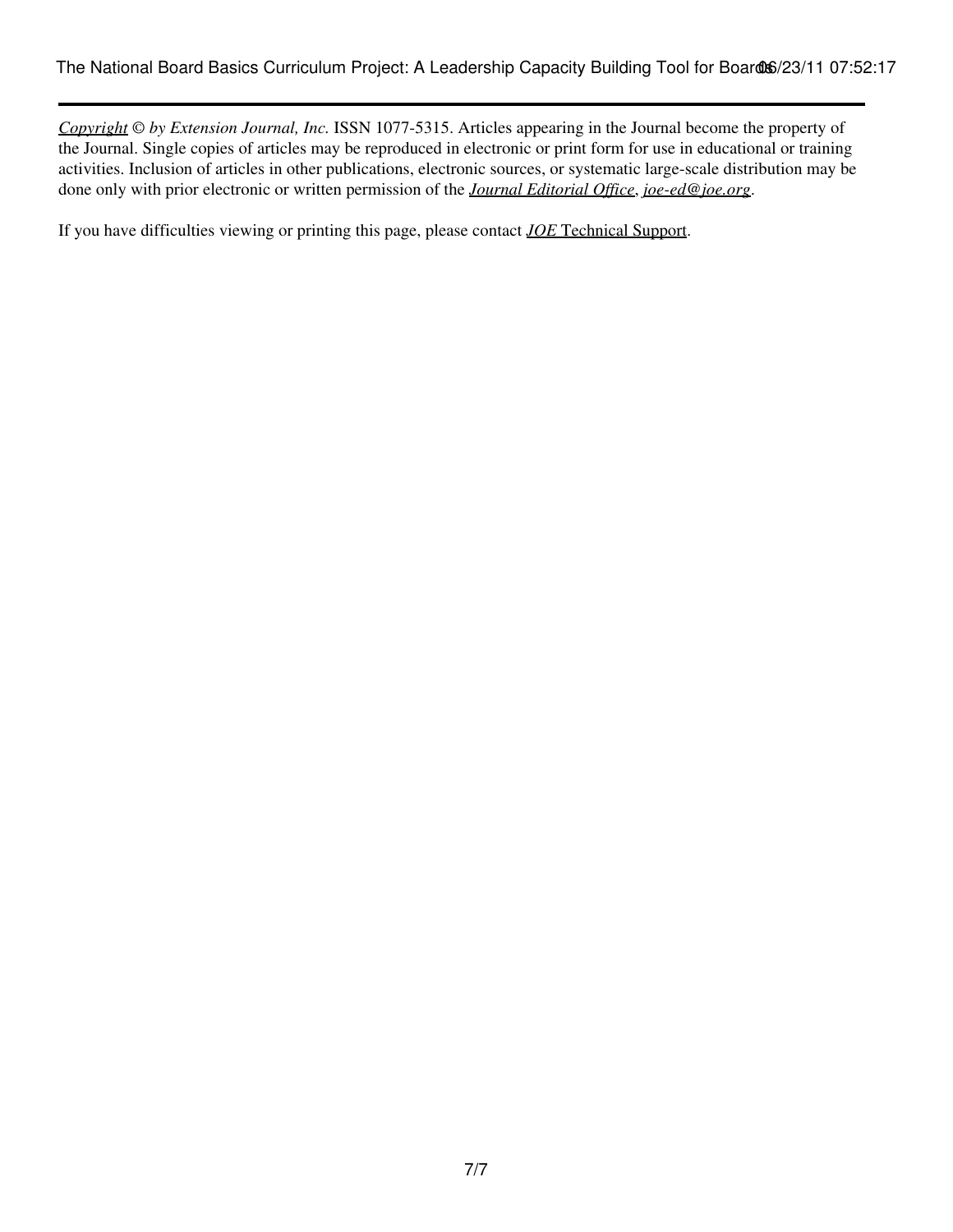---

*Copyright* © *by Extension Journal, Inc.* ISSN 1077-5315. Articles appearing in the Journal become the property of the Journal. Single copies of articles may be reproduced in electronic or print form for use in educational or training activities. Inclusion of articles in other publications, electronic sources, or systematic large-scale distribution may be done only with prior electronic or written permission of the *Journal Editorial Office*, *joe-ed@joe.org*.

If you have difficulties viewing or printing this page, please contact *JOE* Technical Support.